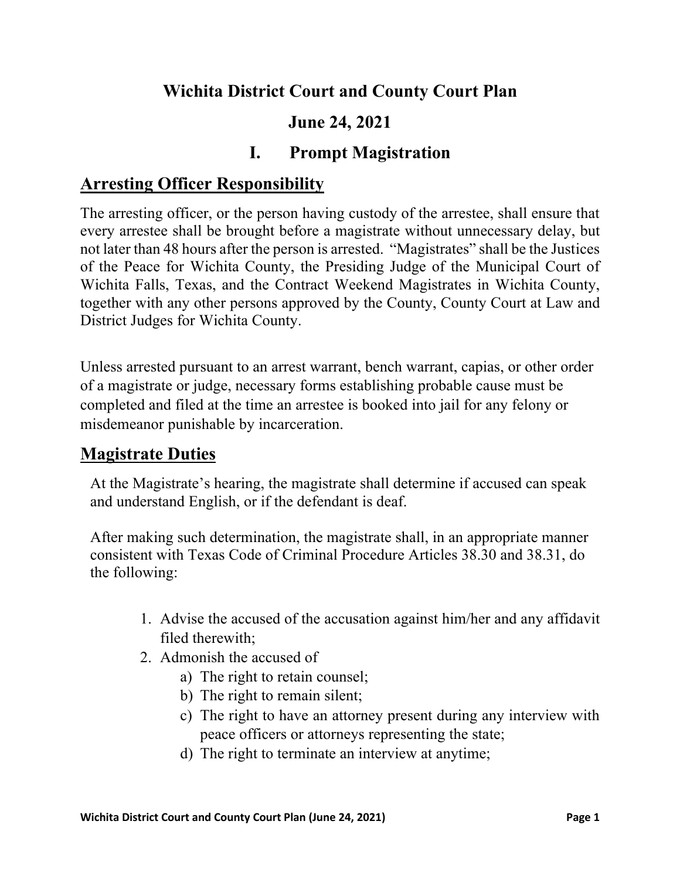# Wichita District Court and County Court Plan

# June 24, 2021

# I. Prompt Magistration

## Arresting Officer Responsibility

The arresting officer, or the person having custody of the arrestee, shall ensure that every arrestee shall be brought before a magistrate without unnecessary delay, but not later than 48 hours after the person is arrested. "Magistrates" shall be the Justices of the Peace for Wichita County, the Presiding Judge of the Municipal Court of Wichita Falls, Texas, and the Contract Weekend Magistrates in Wichita County, together with any other persons approved by the County, County Court at Law and District Judges for Wichita County.

Unless arrested pursuant to an arrest warrant, bench warrant, capias, or other order of a magistrate or judge, necessary forms establishing probable cause must be completed and filed at the time an arrestee is booked into jail for any felony or misdemeanor punishable by incarceration.

## Magistrate Duties

At the Magistrate's hearing, the magistrate shall determine if accused can speak and understand English, or if the defendant is deaf.

After making such determination, the magistrate shall, in an appropriate manner consistent with Texas Code of Criminal Procedure Articles 38.30 and 38.31, do the following:

1. Advise the accused of the accusation against him/her and any affidavit filed therewith;
2. Admonish the accused of
   a) The right to retain counsel;
   b) The right to remain silent;
   c) The right to have an attorney present during any interview with peace officers or attorneys representing the state;
   d) The right to terminate an interview at anytime;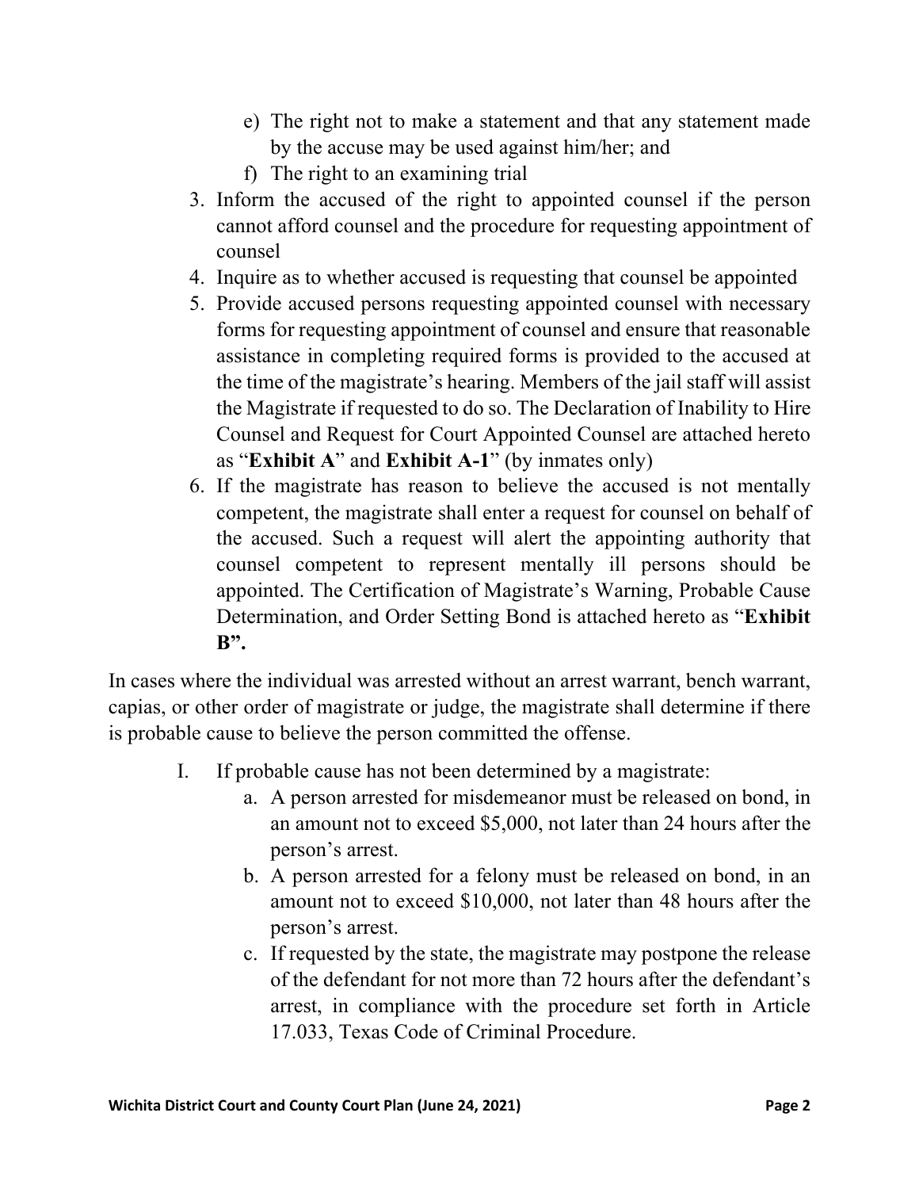e) The right not to make a statement and that any statement made by the accuse may be used against him/her; and
   f) The right to an examining trial
3. Inform the accused of the right to appointed counsel if the person cannot afford counsel and the procedure for requesting appointment of counsel
4. Inquire as to whether accused is requesting that counsel be appointed
5. Provide accused persons requesting appointed counsel with necessary forms for requesting appointment of counsel and ensure that reasonable assistance in completing required forms is provided to the accused at the time of the magistrate's hearing. Members of the jail staff will assist the Magistrate if requested to do so. The Declaration of Inability to Hire Counsel and Request for Court Appointed Counsel are attached hereto as "**Exhibit A**" and **Exhibit A-1**" (by inmates only)
6. If the magistrate has reason to believe the accused is not mentally competent, the magistrate shall enter a request for counsel on behalf of the accused. Such a request will alert the appointing authority that counsel competent to represent mentally ill persons should be appointed. The Certification of Magistrate's Warning, Probable Cause Determination, and Order Setting Bond is attached hereto as "**Exhibit B".**

In cases where the individual was arrested without an arrest warrant, bench warrant, capias, or other order of magistrate or judge, the magistrate shall determine if there is probable cause to believe the person committed the offense.

I. If probable cause has not been determined by a magistrate:
   a. A person arrested for misdemeanor must be released on bond, in an amount not to exceed $5,000, not later than 24 hours after the person's arrest.
   b. A person arrested for a felony must be released on bond, in an amount not to exceed $10,000, not later than 48 hours after the person's arrest.
   c. If requested by the state, the magistrate may postpone the release of the defendant for not more than 72 hours after the defendant's arrest, in compliance with the procedure set forth in Article 17.033, Texas Code of Criminal Procedure.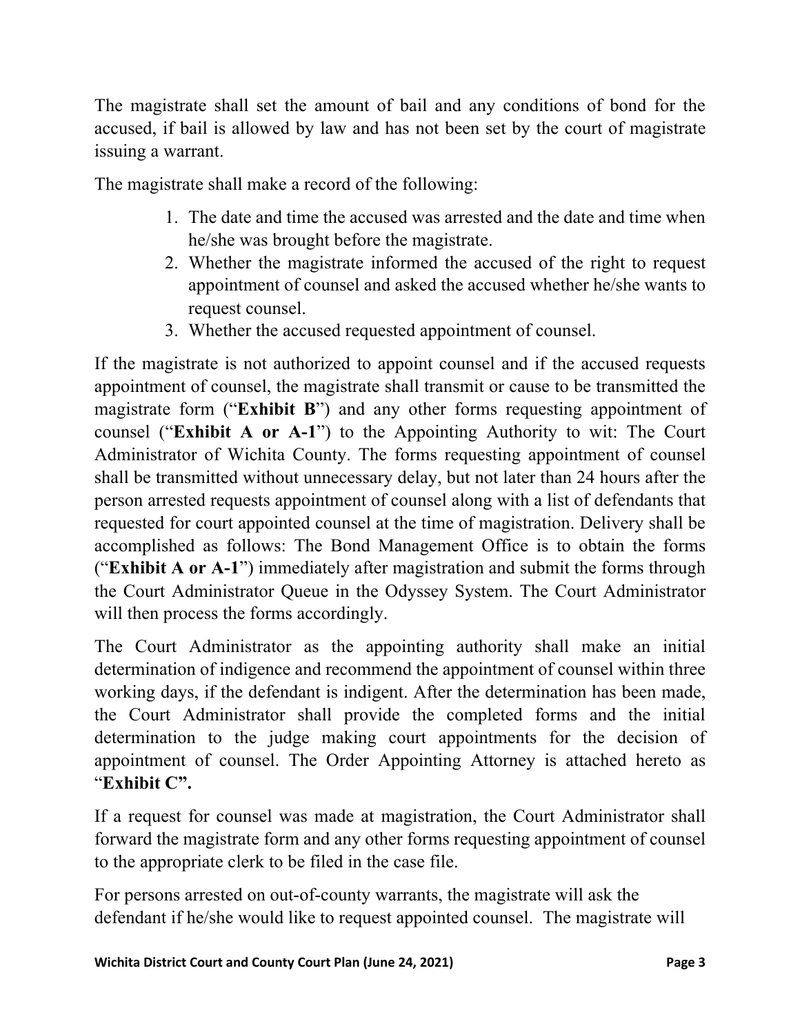The magistrate shall set the amount of bail and any conditions of bond for the accused, if bail is allowed by law and has not been set by the court of magistrate issuing a warrant.

The magistrate shall make a record of the following:

1. The date and time the accused was arrested and the date and time when he/she was brought before the magistrate.
2. Whether the magistrate informed the accused of the right to request appointment of counsel and asked the accused whether he/she wants to request counsel.
3. Whether the accused requested appointment of counsel.

If the magistrate is not authorized to appoint counsel and if the accused requests appointment of counsel, the magistrate shall transmit or cause to be transmitted the magistrate form ("**Exhibit B**") and any other forms requesting appointment of counsel ("**Exhibit A or A-1**") to the Appointing Authority to wit: The Court Administrator of Wichita County. The forms requesting appointment of counsel shall be transmitted without unnecessary delay, but not later than 24 hours after the person arrested requests appointment of counsel along with a list of defendants that requested for court appointed counsel at the time of magistration. Delivery shall be accomplished as follows: The Bond Management Office is to obtain the forms ("**Exhibit A or A-1**") immediately after magistration and submit the forms through the Court Administrator Queue in the Odyssey System. The Court Administrator will then process the forms accordingly.

The Court Administrator as the appointing authority shall make an initial determination of indigence and recommend the appointment of counsel within three working days, if the defendant is indigent. After the determination has been made, the Court Administrator shall provide the completed forms and the initial determination to the judge making court appointments for the decision of appointment of counsel. The Order Appointing Attorney is attached hereto as "**Exhibit C".**

If a request for counsel was made at magistration, the Court Administrator shall forward the magistrate form and any other forms requesting appointment of counsel to the appropriate clerk to be filed in the case file.

For persons arrested on out-of-county warrants, the magistrate will ask the defendant if he/she would like to request appointed counsel. The magistrate will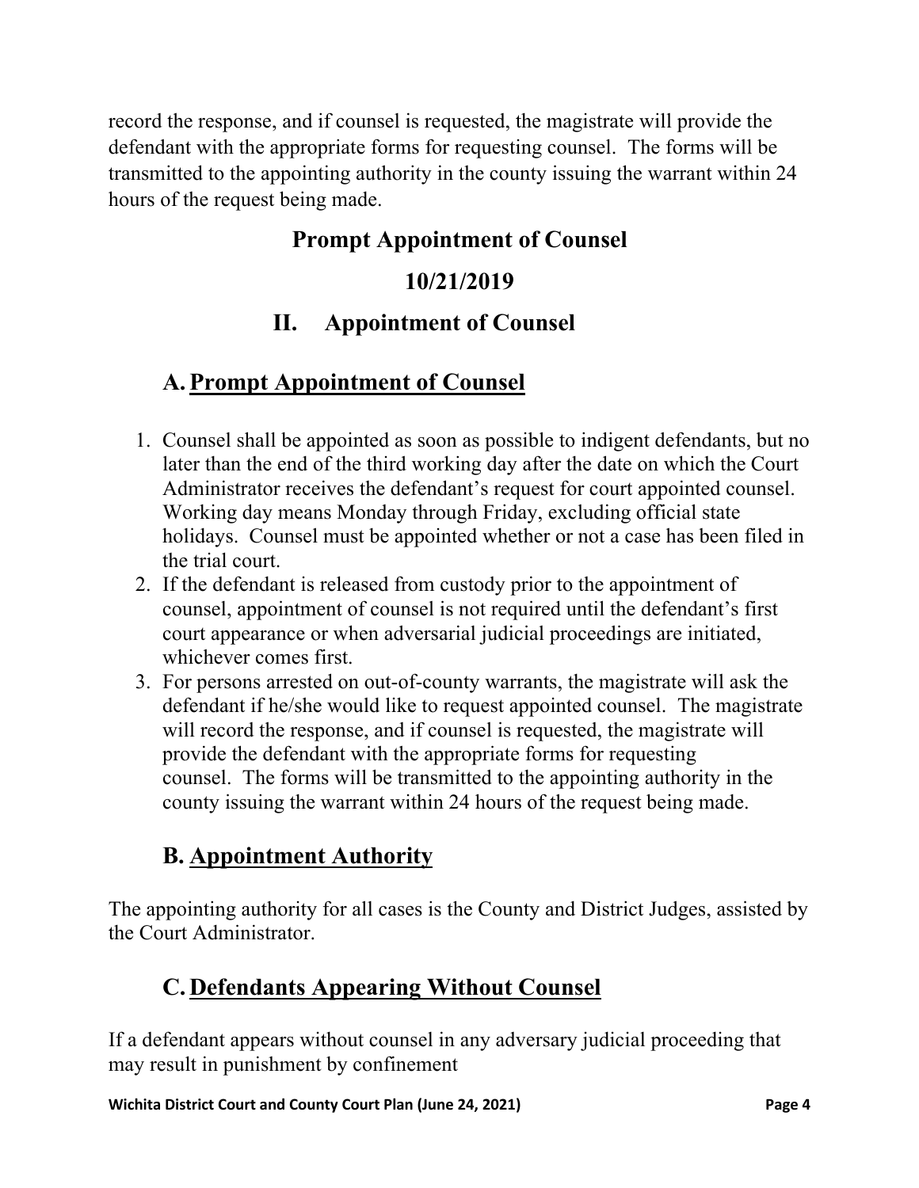record the response, and if counsel is requested, the magistrate will provide the defendant with the appropriate forms for requesting counsel. The forms will be transmitted to the appointing authority in the county issuing the warrant within 24 hours of the request being made.

## Prompt Appointment of Counsel

## 10/21/2019

# II. Appointment of Counsel

## A. Prompt Appointment of Counsel

1. Counsel shall be appointed as soon as possible to indigent defendants, but no later than the end of the third working day after the date on which the Court Administrator receives the defendant's request for court appointed counsel. Working day means Monday through Friday, excluding official state holidays. Counsel must be appointed whether or not a case has been filed in the trial court.
2. If the defendant is released from custody prior to the appointment of counsel, appointment of counsel is not required until the defendant's first court appearance or when adversarial judicial proceedings are initiated, whichever comes first.
3. For persons arrested on out-of-county warrants, the magistrate will ask the defendant if he/she would like to request appointed counsel. The magistrate will record the response, and if counsel is requested, the magistrate will provide the defendant with the appropriate forms for requesting counsel. The forms will be transmitted to the appointing authority in the county issuing the warrant within 24 hours of the request being made.

## B. Appointment Authority

The appointing authority for all cases is the County and District Judges, assisted by the Court Administrator.

## C. Defendants Appearing Without Counsel

If a defendant appears without counsel in any adversary judicial proceeding that may result in punishment by confinement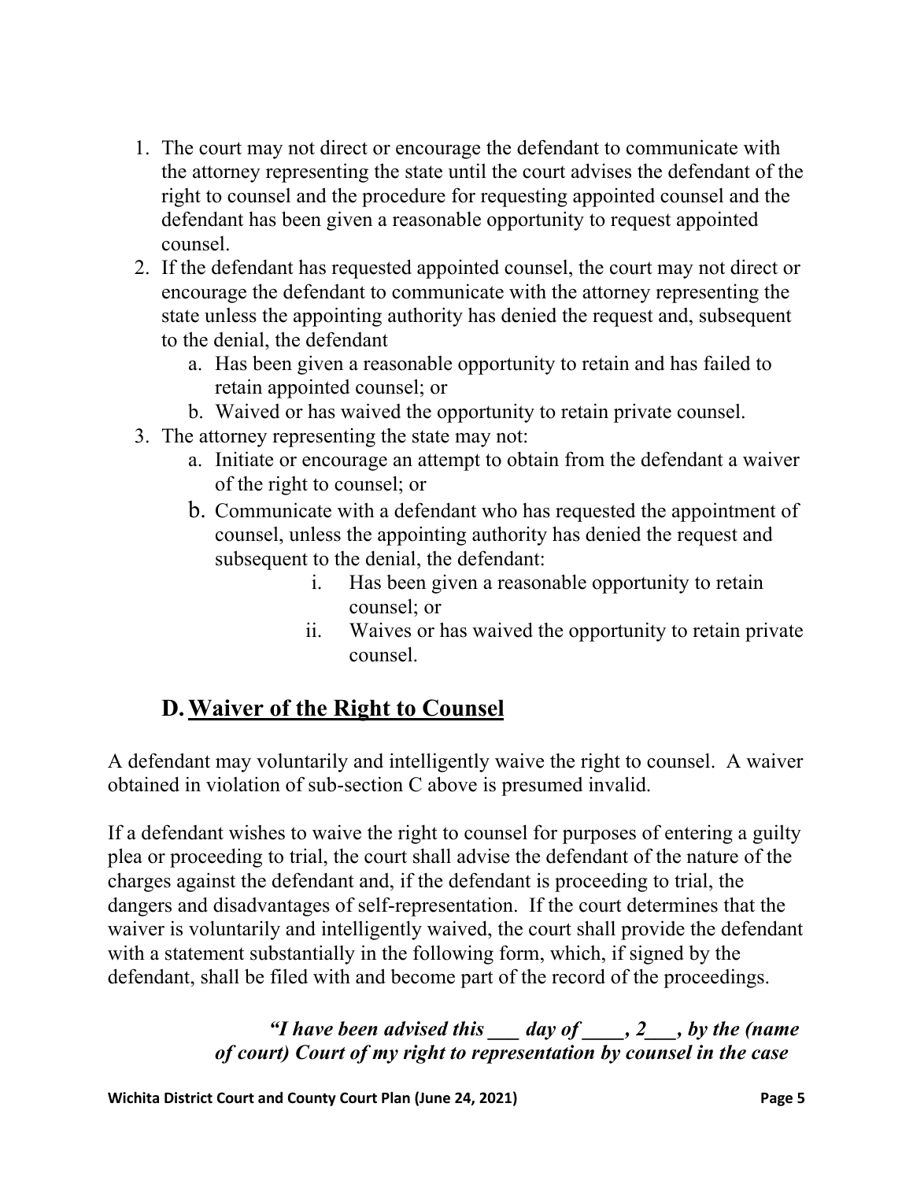1. The court may not direct or encourage the defendant to communicate with the attorney representing the state until the court advises the defendant of the right to counsel and the procedure for requesting appointed counsel and the defendant has been given a reasonable opportunity to request appointed counsel.
2. If the defendant has requested appointed counsel, the court may not direct or encourage the defendant to communicate with the attorney representing the state unless the appointing authority has denied the request and, subsequent to the denial, the defendant
   a. Has been given a reasonable opportunity to retain and has failed to retain appointed counsel; or
   b. Waived or has waived the opportunity to retain private counsel.
3. The attorney representing the state may not:
   a. Initiate or encourage an attempt to obtain from the defendant a waiver of the right to counsel; or
   b. Communicate with a defendant who has requested the appointment of counsel, unless the appointing authority has denied the request and subsequent to the denial, the defendant:
      i. Has been given a reasonable opportunity to retain counsel; or
      ii. Waives or has waived the opportunity to retain private counsel.

## D. Waiver of the Right to Counsel

A defendant may voluntarily and intelligently waive the right to counsel. A waiver obtained in violation of sub-section C above is presumed invalid.

If a defendant wishes to waive the right to counsel for purposes of entering a guilty plea or proceeding to trial, the court shall advise the defendant of the nature of the charges against the defendant and, if the defendant is proceeding to trial, the dangers and disadvantages of self-representation. If the court determines that the waiver is voluntarily and intelligently waived, the court shall provide the defendant with a statement substantially in the following form, which, if signed by the defendant, shall be filed with and become part of the record of the proceedings.

> ***"I have been advised this \_\_\_ day of \_\_\_\_, 2\_\_\_, by the (name of court) Court of my right to representation by counsel in the case***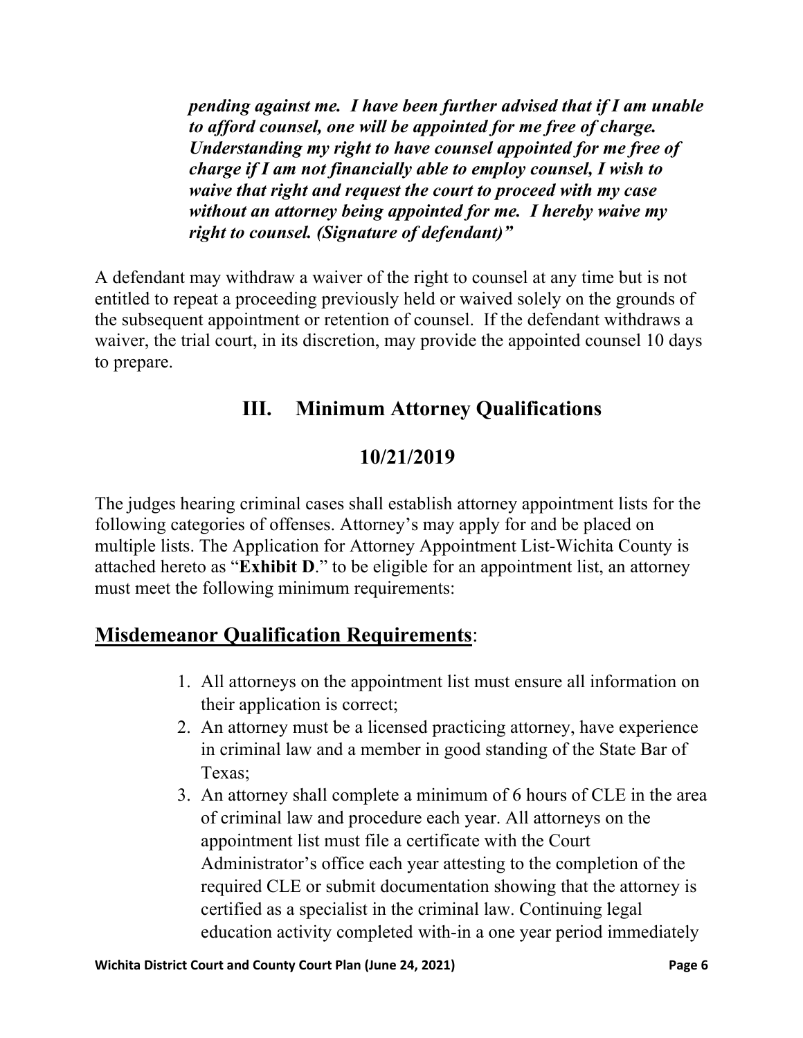*pending against me. I have been further advised that if I am unable to afford counsel, one will be appointed for me free of charge. Understanding my right to have counsel appointed for me free of charge if I am not financially able to employ counsel, I wish to waive that right and request the court to proceed with my case without an attorney being appointed for me. I hereby waive my right to counsel. (Signature of defendant)"*

A defendant may withdraw a waiver of the right to counsel at any time but is not entitled to repeat a proceeding previously held or waived solely on the grounds of the subsequent appointment or retention of counsel. If the defendant withdraws a waiver, the trial court, in its discretion, may provide the appointed counsel 10 days to prepare.

## III. Minimum Attorney Qualifications

## 10/21/2019

The judges hearing criminal cases shall establish attorney appointment lists for the following categories of offenses. Attorney's may apply for and be placed on multiple lists. The Application for Attorney Appointment List-Wichita County is attached hereto as "**Exhibit D**." to be eligible for an appointment list, an attorney must meet the following minimum requirements:

## Misdemeanor Qualification Requirements:

1. All attorneys on the appointment list must ensure all information on their application is correct;
2. An attorney must be a licensed practicing attorney, have experience in criminal law and a member in good standing of the State Bar of Texas;
3. An attorney shall complete a minimum of 6 hours of CLE in the area of criminal law and procedure each year. All attorneys on the appointment list must file a certificate with the Court Administrator's office each year attesting to the completion of the required CLE or submit documentation showing that the attorney is certified as a specialist in the criminal law. Continuing legal education activity completed with-in a one year period immediately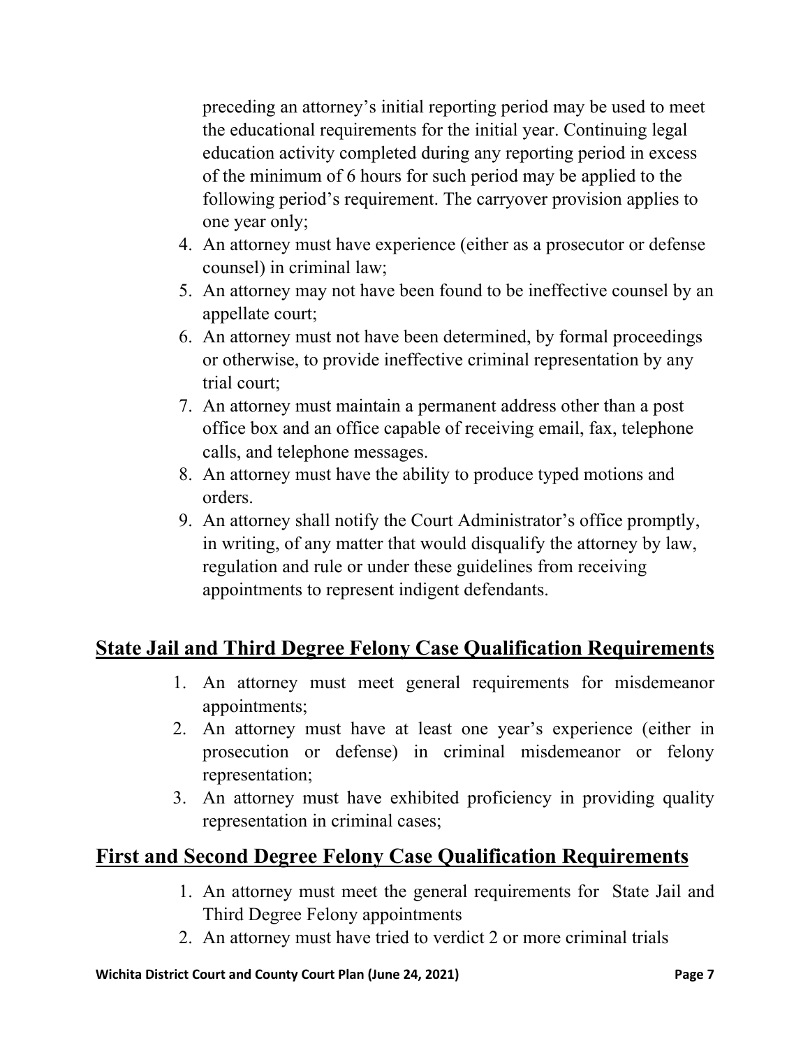preceding an attorney's initial reporting period may be used to meet the educational requirements for the initial year. Continuing legal education activity completed during any reporting period in excess of the minimum of 6 hours for such period may be applied to the following period's requirement. The carryover provision applies to one year only;

4. An attorney must have experience (either as a prosecutor or defense counsel) in criminal law;
5. An attorney may not have been found to be ineffective counsel by an appellate court;
6. An attorney must not have been determined, by formal proceedings or otherwise, to provide ineffective criminal representation by any trial court;
7. An attorney must maintain a permanent address other than a post office box and an office capable of receiving email, fax, telephone calls, and telephone messages.
8. An attorney must have the ability to produce typed motions and orders.
9. An attorney shall notify the Court Administrator's office promptly, in writing, of any matter that would disqualify the attorney by law, regulation and rule or under these guidelines from receiving appointments to represent indigent defendants.

## State Jail and Third Degree Felony Case Qualification Requirements

1. An attorney must meet general requirements for misdemeanor appointments;
2. An attorney must have at least one year's experience (either in prosecution or defense) in criminal misdemeanor or felony representation;
3. An attorney must have exhibited proficiency in providing quality representation in criminal cases;

## First and Second Degree Felony Case Qualification Requirements

1. An attorney must meet the general requirements for State Jail and Third Degree Felony appointments
2. An attorney must have tried to verdict 2 or more criminal trials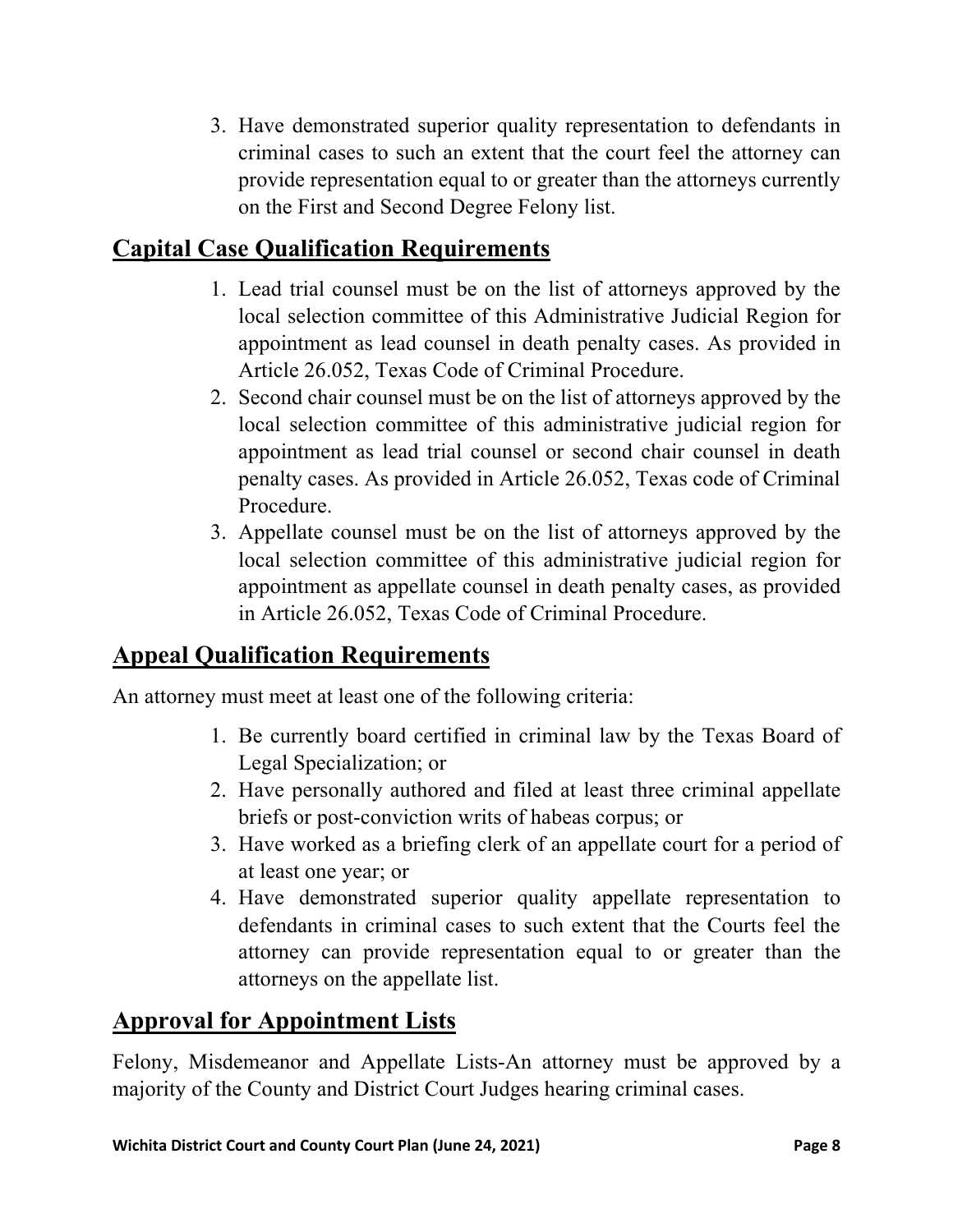3. Have demonstrated superior quality representation to defendants in criminal cases to such an extent that the court feel the attorney can provide representation equal to or greater than the attorneys currently on the First and Second Degree Felony list.

## Capital Case Qualification Requirements

1. Lead trial counsel must be on the list of attorneys approved by the local selection committee of this Administrative Judicial Region for appointment as lead counsel in death penalty cases. As provided in Article 26.052, Texas Code of Criminal Procedure.
2. Second chair counsel must be on the list of attorneys approved by the local selection committee of this administrative judicial region for appointment as lead trial counsel or second chair counsel in death penalty cases. As provided in Article 26.052, Texas code of Criminal Procedure.
3. Appellate counsel must be on the list of attorneys approved by the local selection committee of this administrative judicial region for appointment as appellate counsel in death penalty cases, as provided in Article 26.052, Texas Code of Criminal Procedure.

## Appeal Qualification Requirements

An attorney must meet at least one of the following criteria:

1. Be currently board certified in criminal law by the Texas Board of Legal Specialization; or
2. Have personally authored and filed at least three criminal appellate briefs or post-conviction writs of habeas corpus; or
3. Have worked as a briefing clerk of an appellate court for a period of at least one year; or
4. Have demonstrated superior quality appellate representation to defendants in criminal cases to such extent that the Courts feel the attorney can provide representation equal to or greater than the attorneys on the appellate list.

## Approval for Appointment Lists

Felony, Misdemeanor and Appellate Lists-An attorney must be approved by a majority of the County and District Court Judges hearing criminal cases.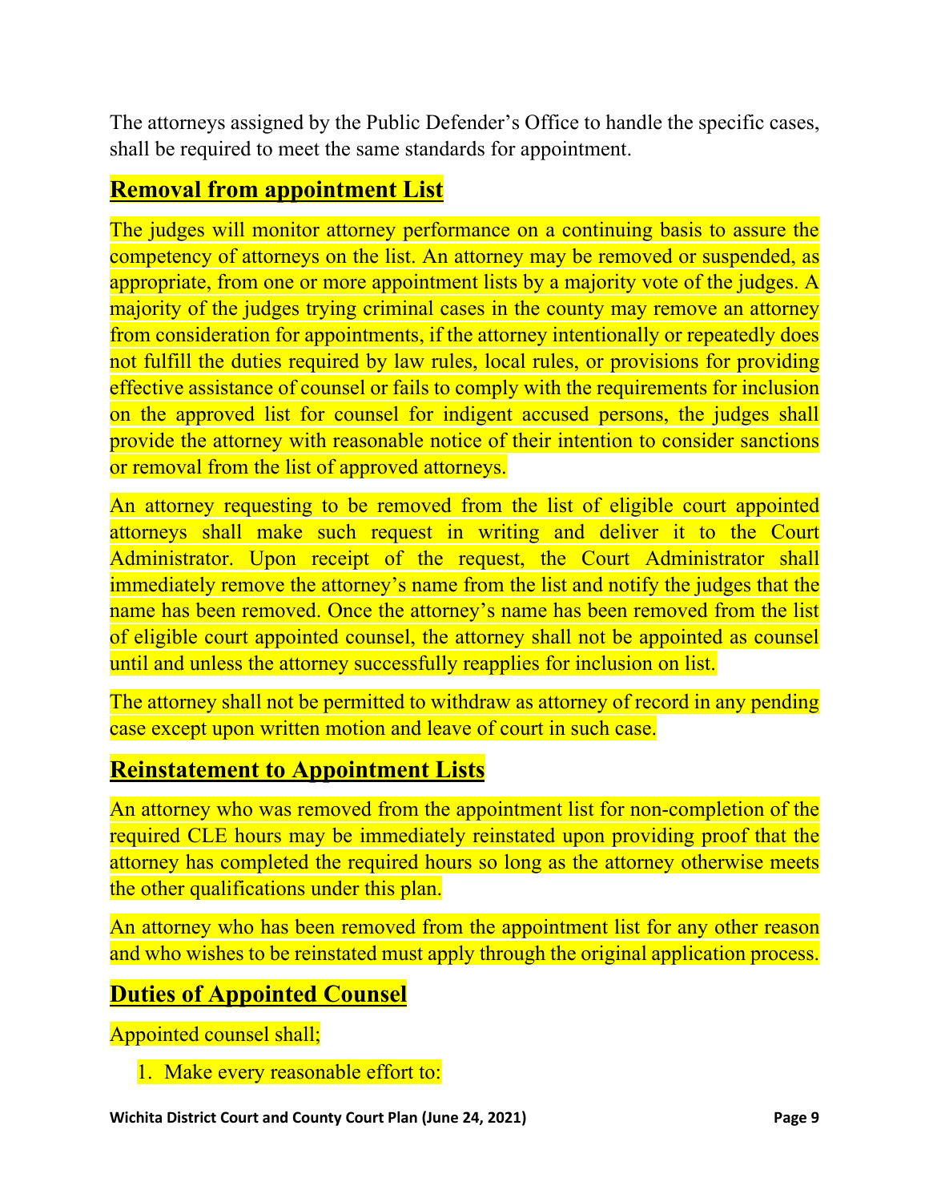The attorneys assigned by the Public Defender's Office to handle the specific cases, shall be required to meet the same standards for appointment.

## Removal from appointment List

The judges will monitor attorney performance on a continuing basis to assure the competency of attorneys on the list. An attorney may be removed or suspended, as appropriate, from one or more appointment lists by a majority vote of the judges. A majority of the judges trying criminal cases in the county may remove an attorney from consideration for appointments, if the attorney intentionally or repeatedly does not fulfill the duties required by law rules, local rules, or provisions for providing effective assistance of counsel or fails to comply with the requirements for inclusion on the approved list for counsel for indigent accused persons, the judges shall provide the attorney with reasonable notice of their intention to consider sanctions or removal from the list of approved attorneys.

An attorney requesting to be removed from the list of eligible court appointed attorneys shall make such request in writing and deliver it to the Court Administrator. Upon receipt of the request, the Court Administrator shall immediately remove the attorney's name from the list and notify the judges that the name has been removed. Once the attorney's name has been removed from the list of eligible court appointed counsel, the attorney shall not be appointed as counsel until and unless the attorney successfully reapplies for inclusion on list.

The attorney shall not be permitted to withdraw as attorney of record in any pending case except upon written motion and leave of court in such case.

## Reinstatement to Appointment Lists

An attorney who was removed from the appointment list for non-completion of the required CLE hours may be immediately reinstated upon providing proof that the attorney has completed the required hours so long as the attorney otherwise meets the other qualifications under this plan.

An attorney who has been removed from the appointment list for any other reason and who wishes to be reinstated must apply through the original application process.

## Duties of Appointed Counsel

Appointed counsel shall;

1. Make every reasonable effort to: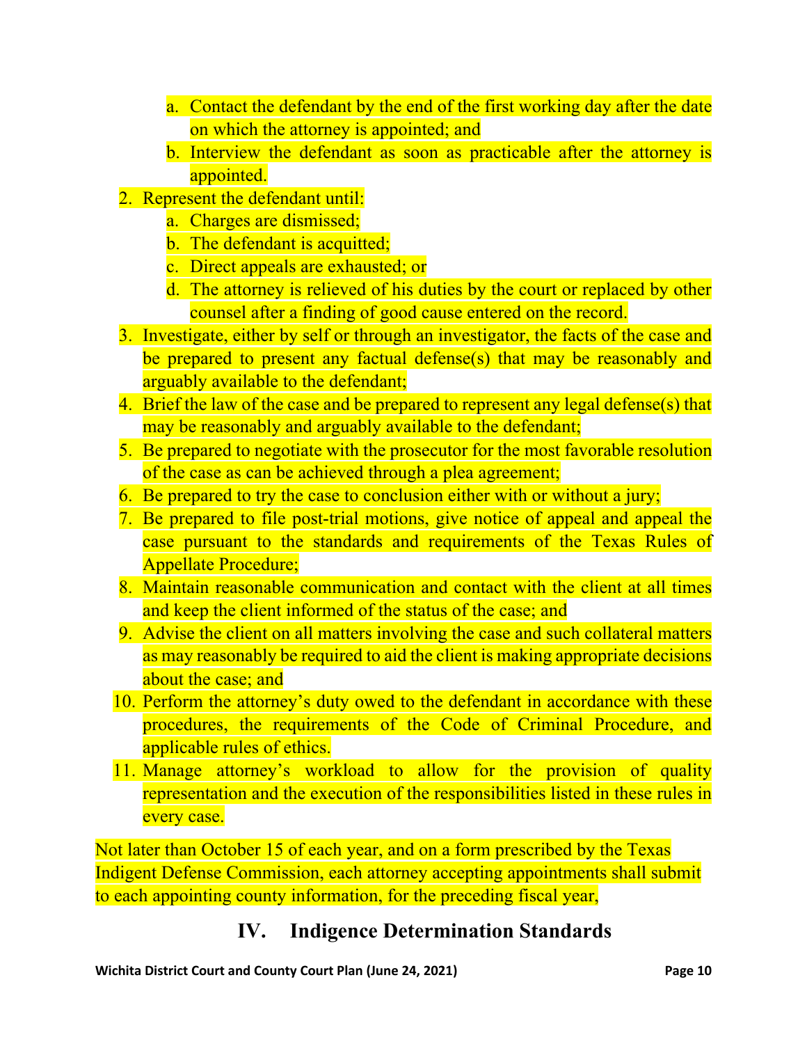a. Contact the defendant by the end of the first working day after the date on which the attorney is appointed; and
   b. Interview the defendant as soon as practicable after the attorney is appointed.
2. Represent the defendant until:
   a. Charges are dismissed;
   b. The defendant is acquitted;
   c. Direct appeals are exhausted; or
   d. The attorney is relieved of his duties by the court or replaced by other counsel after a finding of good cause entered on the record.
3. Investigate, either by self or through an investigator, the facts of the case and be prepared to present any factual defense(s) that may be reasonably and arguably available to the defendant;
4. Brief the law of the case and be prepared to represent any legal defense(s) that may be reasonably and arguably available to the defendant;
5. Be prepared to negotiate with the prosecutor for the most favorable resolution of the case as can be achieved through a plea agreement;
6. Be prepared to try the case to conclusion either with or without a jury;
7. Be prepared to file post-trial motions, give notice of appeal and appeal the case pursuant to the standards and requirements of the Texas Rules of Appellate Procedure;
8. Maintain reasonable communication and contact with the client at all times and keep the client informed of the status of the case; and
9. Advise the client on all matters involving the case and such collateral matters as may reasonably be required to aid the client is making appropriate decisions about the case; and
10. Perform the attorney's duty owed to the defendant in accordance with these procedures, the requirements of the Code of Criminal Procedure, and applicable rules of ethics.
11. Manage attorney's workload to allow for the provision of quality representation and the execution of the responsibilities listed in these rules in every case.

Not later than October 15 of each year, and on a form prescribed by the Texas Indigent Defense Commission, each attorney accepting appointments shall submit to each appointing county information, for the preceding fiscal year,

## IV. Indigence Determination Standards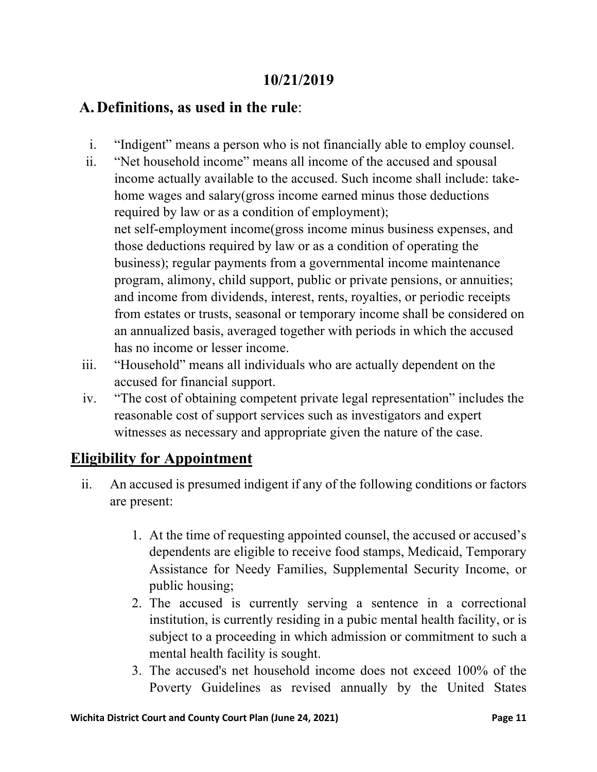## 10/21/2019

## A. Definitions, as used in the rule:

i. "Indigent" means a person who is not financially able to employ counsel.

ii. "Net household income" means all income of the accused and spousal income actually available to the accused. Such income shall include: take-home wages and salary(gross income earned minus those deductions required by law or as a condition of employment);
net self-employment income(gross income minus business expenses, and those deductions required by law or as a condition of operating the business); regular payments from a governmental income maintenance program, alimony, child support, public or private pensions, or annuities; and income from dividends, interest, rents, royalties, or periodic receipts from estates or trusts, seasonal or temporary income shall be considered on an annualized basis, averaged together with periods in which the accused has no income or lesser income.

iii. "Household" means all individuals who are actually dependent on the accused for financial support.

iv. "The cost of obtaining competent private legal representation" includes the reasonable cost of support services such as investigators and expert witnesses as necessary and appropriate given the nature of the case.

## Eligibility for Appointment

ii. An accused is presumed indigent if any of the following conditions or factors are present:

1. At the time of requesting appointed counsel, the accused or accused's dependents are eligible to receive food stamps, Medicaid, Temporary Assistance for Needy Families, Supplemental Security Income, or public housing;
2. The accused is currently serving a sentence in a correctional institution, is currently residing in a pubic mental health facility, or is subject to a proceeding in which admission or commitment to such a mental health facility is sought.
3. The accused's net household income does not exceed 100% of the Poverty Guidelines as revised annually by the United States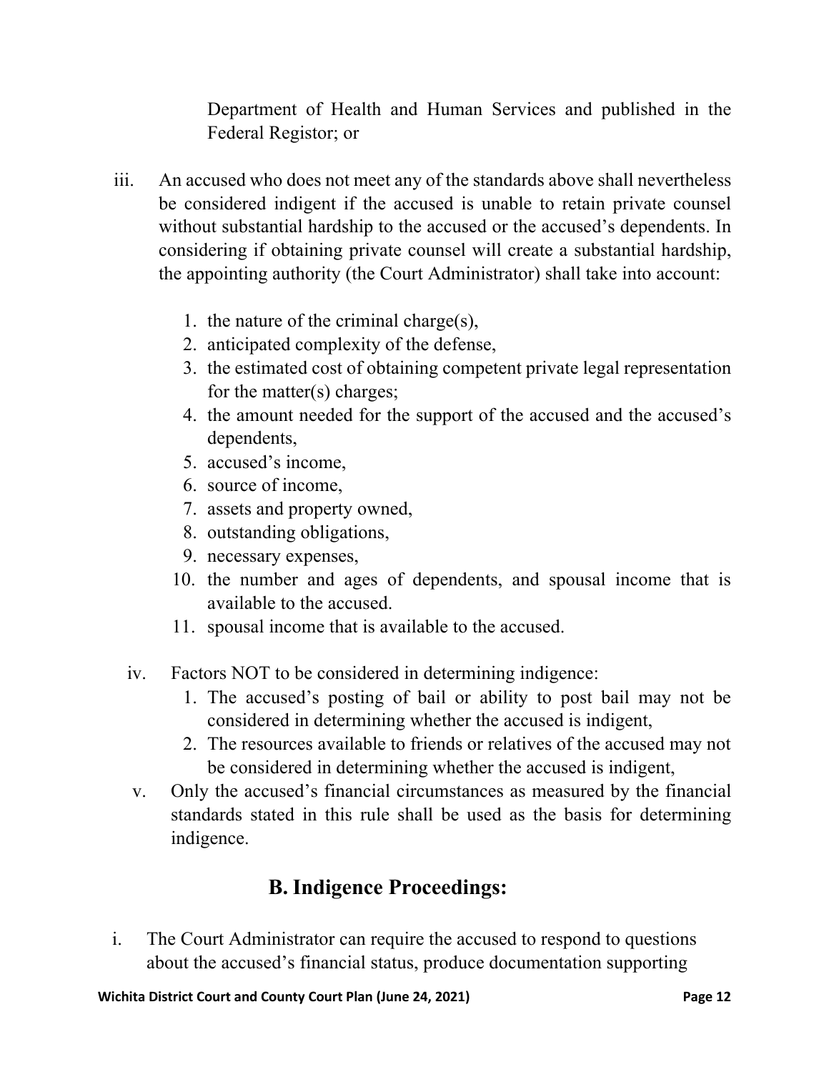Department of Health and Human Services and published in the Federal Registor; or

iii. An accused who does not meet any of the standards above shall nevertheless be considered indigent if the accused is unable to retain private counsel without substantial hardship to the accused or the accused's dependents. In considering if obtaining private counsel will create a substantial hardship, the appointing authority (the Court Administrator) shall take into account:

   1. the nature of the criminal charge(s),
   2. anticipated complexity of the defense,
   3. the estimated cost of obtaining competent private legal representation for the matter(s) charges;
   4. the amount needed for the support of the accused and the accused's dependents,
   5. accused's income,
   6. source of income,
   7. assets and property owned,
   8. outstanding obligations,
   9. necessary expenses,
   10. the number and ages of dependents, and spousal income that is available to the accused.
   11. spousal income that is available to the accused.

iv. Factors NOT to be considered in determining indigence:

   1. The accused's posting of bail or ability to post bail may not be considered in determining whether the accused is indigent,
   2. The resources available to friends or relatives of the accused may not be considered in determining whether the accused is indigent,

v. Only the accused's financial circumstances as measured by the financial standards stated in this rule shall be used as the basis for determining indigence.

## B. Indigence Proceedings:

i. The Court Administrator can require the accused to respond to questions about the accused's financial status, produce documentation supporting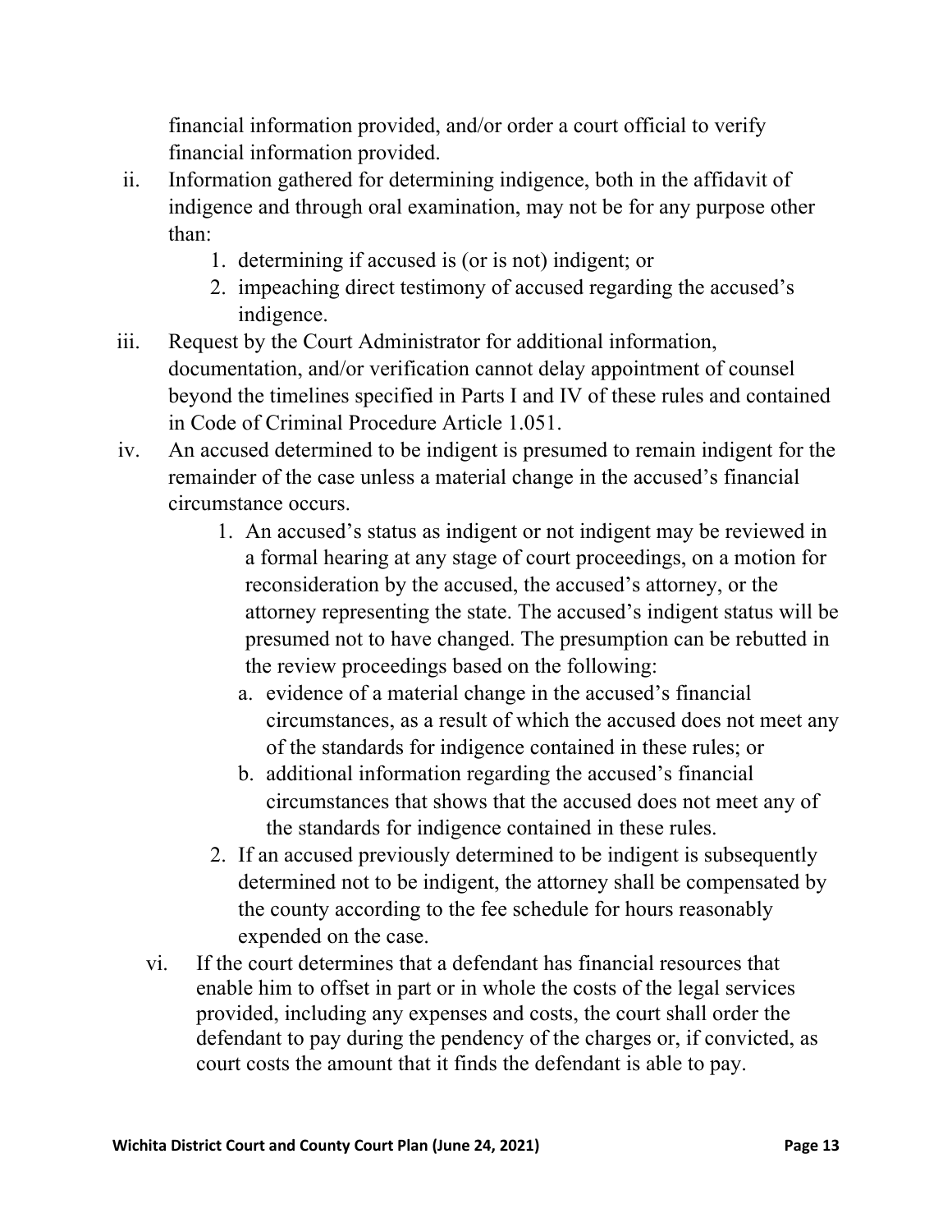financial information provided, and/or order a court official to verify financial information provided.

ii. Information gathered for determining indigence, both in the affidavit of indigence and through oral examination, may not be for any purpose other than:
    1. determining if accused is (or is not) indigent; or
    2. impeaching direct testimony of accused regarding the accused's indigence.

iii. Request by the Court Administrator for additional information, documentation, and/or verification cannot delay appointment of counsel beyond the timelines specified in Parts I and IV of these rules and contained in Code of Criminal Procedure Article 1.051.

iv. An accused determined to be indigent is presumed to remain indigent for the remainder of the case unless a material change in the accused's financial circumstance occurs.
    1. An accused's status as indigent or not indigent may be reviewed in a formal hearing at any stage of court proceedings, on a motion for reconsideration by the accused, the accused's attorney, or the attorney representing the state. The accused's indigent status will be presumed not to have changed. The presumption can be rebutted in the review proceedings based on the following:
        a. evidence of a material change in the accused's financial circumstances, as a result of which the accused does not meet any of the standards for indigence contained in these rules; or
        b. additional information regarding the accused's financial circumstances that shows that the accused does not meet any of the standards for indigence contained in these rules.
    2. If an accused previously determined to be indigent is subsequently determined not to be indigent, the attorney shall be compensated by the county according to the fee schedule for hours reasonably expended on the case.

vi. If the court determines that a defendant has financial resources that enable him to offset in part or in whole the costs of the legal services provided, including any expenses and costs, the court shall order the defendant to pay during the pendency of the charges or, if convicted, as court costs the amount that it finds the defendant is able to pay.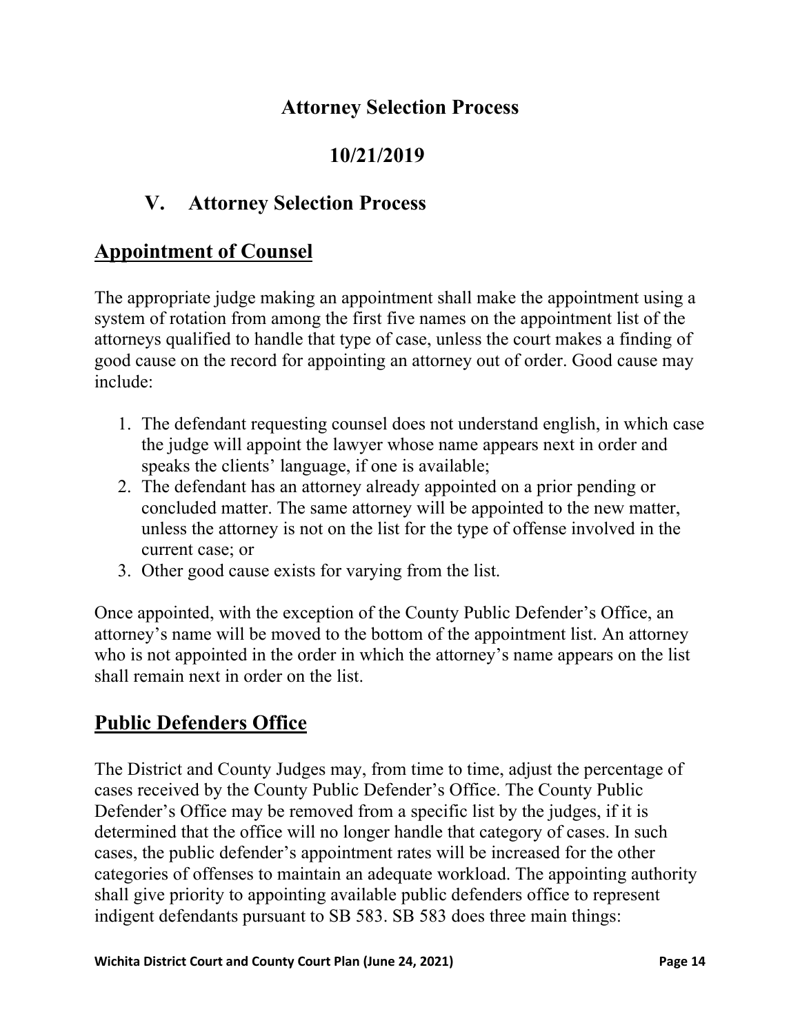# Attorney Selection Process

# 10/21/2019

## V. Attorney Selection Process

## Appointment of Counsel

The appropriate judge making an appointment shall make the appointment using a system of rotation from among the first five names on the appointment list of the attorneys qualified to handle that type of case, unless the court makes a finding of good cause on the record for appointing an attorney out of order. Good cause may include:

1. The defendant requesting counsel does not understand english, in which case the judge will appoint the lawyer whose name appears next in order and speaks the clients' language, if one is available;
2. The defendant has an attorney already appointed on a prior pending or concluded matter. The same attorney will be appointed to the new matter, unless the attorney is not on the list for the type of offense involved in the current case; or
3. Other good cause exists for varying from the list.

Once appointed, with the exception of the County Public Defender's Office, an attorney's name will be moved to the bottom of the appointment list. An attorney who is not appointed in the order in which the attorney's name appears on the list shall remain next in order on the list.

## Public Defenders Office

The District and County Judges may, from time to time, adjust the percentage of cases received by the County Public Defender's Office. The County Public Defender's Office may be removed from a specific list by the judges, if it is determined that the office will no longer handle that category of cases. In such cases, the public defender's appointment rates will be increased for the other categories of offenses to maintain an adequate workload. The appointing authority shall give priority to appointing available public defenders office to represent indigent defendants pursuant to SB 583. SB 583 does three main things: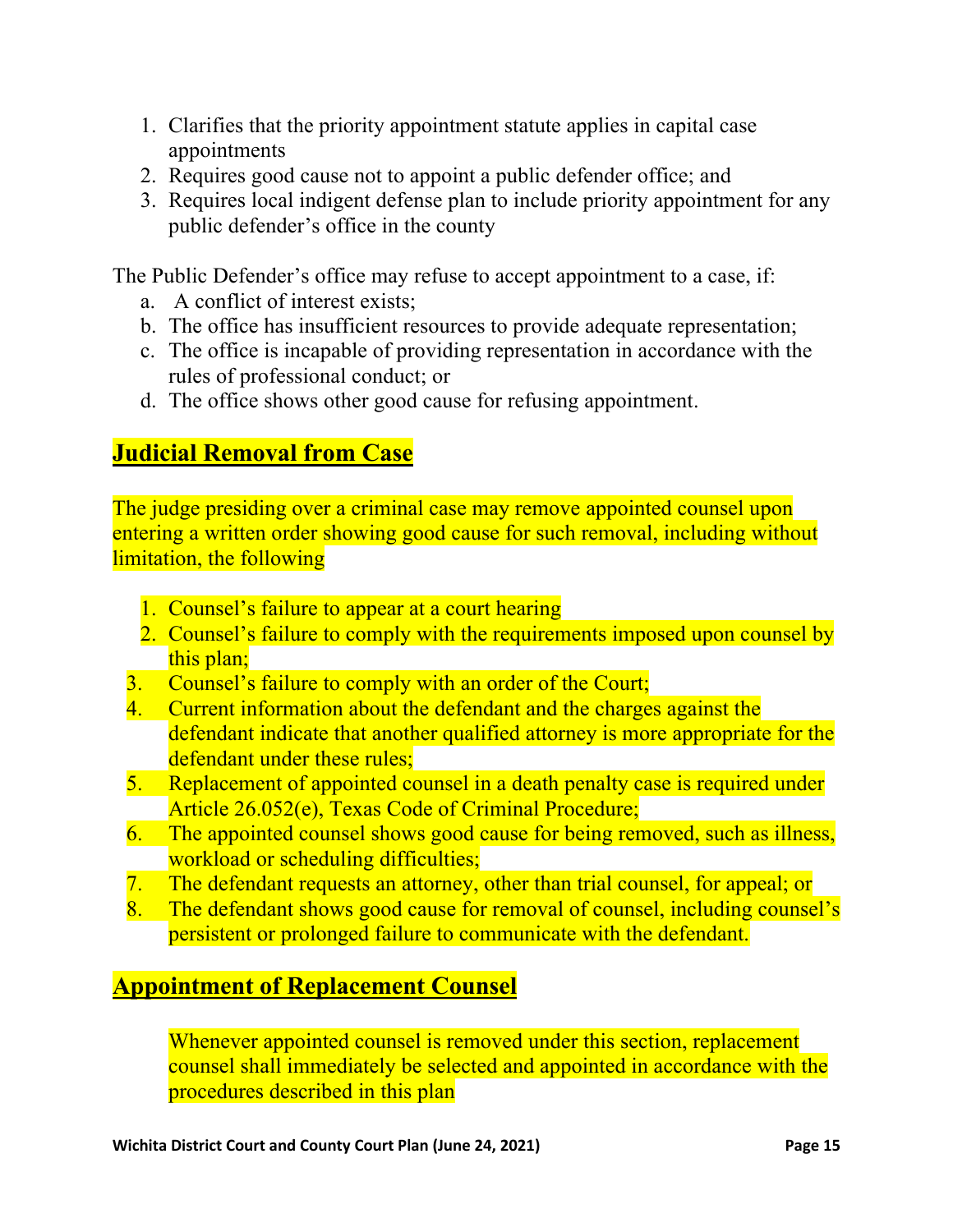1. Clarifies that the priority appointment statute applies in capital case appointments
2. Requires good cause not to appoint a public defender office; and
3. Requires local indigent defense plan to include priority appointment for any public defender's office in the county

The Public Defender's office may refuse to accept appointment to a case, if:

a. A conflict of interest exists;
b. The office has insufficient resources to provide adequate representation;
c. The office is incapable of providing representation in accordance with the rules of professional conduct; or
d. The office shows other good cause for refusing appointment.

## Judicial Removal from Case

The judge presiding over a criminal case may remove appointed counsel upon entering a written order showing good cause for such removal, including without limitation, the following

1. Counsel's failure to appear at a court hearing
2. Counsel's failure to comply with the requirements imposed upon counsel by this plan;
3. Counsel's failure to comply with an order of the Court;
4. Current information about the defendant and the charges against the defendant indicate that another qualified attorney is more appropriate for the defendant under these rules;
5. Replacement of appointed counsel in a death penalty case is required under Article 26.052(e), Texas Code of Criminal Procedure;
6. The appointed counsel shows good cause for being removed, such as illness, workload or scheduling difficulties;
7. The defendant requests an attorney, other than trial counsel, for appeal; or
8. The defendant shows good cause for removal of counsel, including counsel's persistent or prolonged failure to communicate with the defendant.

## Appointment of Replacement Counsel

Whenever appointed counsel is removed under this section, replacement counsel shall immediately be selected and appointed in accordance with the procedures described in this plan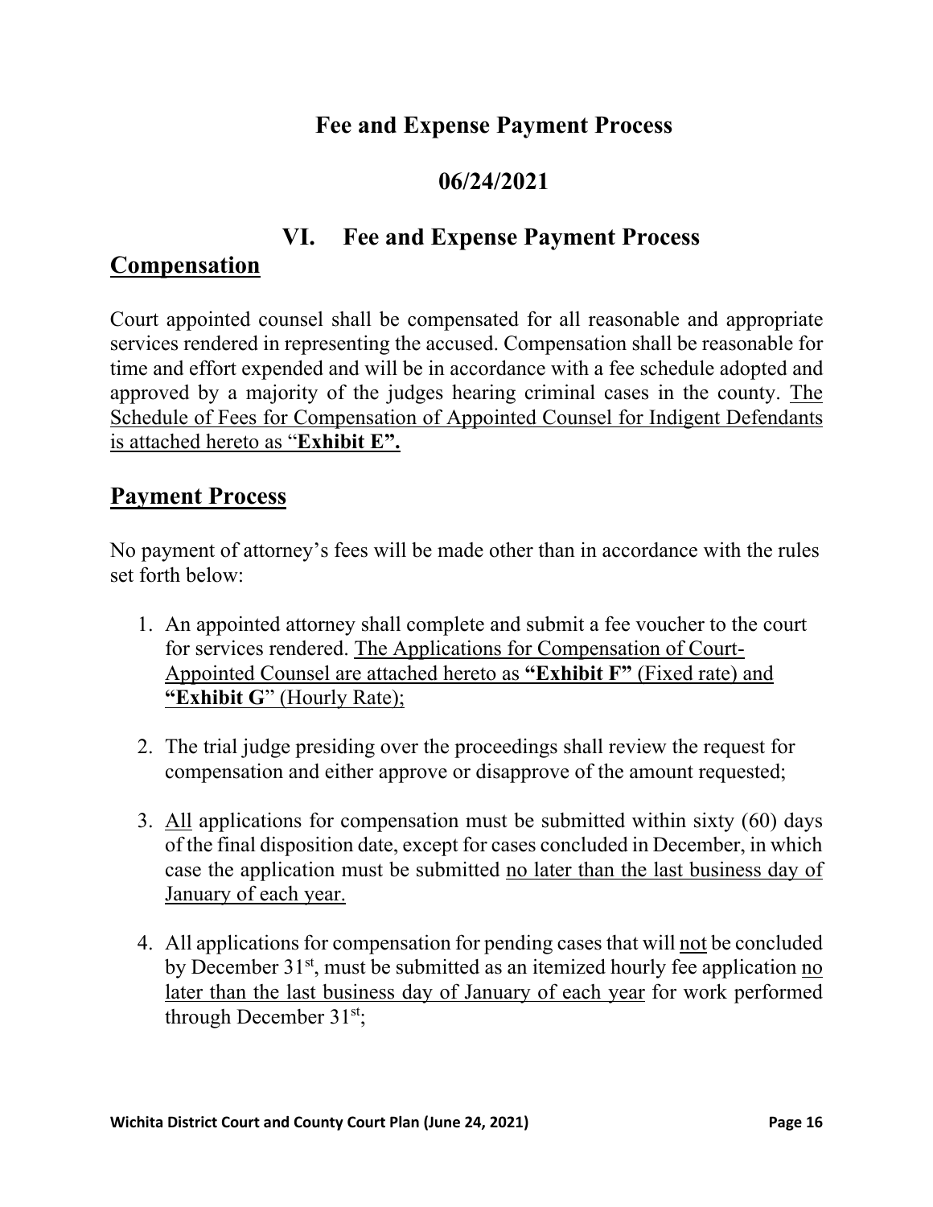# Fee and Expense Payment Process

# 06/24/2021

## VI. Fee and Expense Payment Process

## Compensation

Court appointed counsel shall be compensated for all reasonable and appropriate services rendered in representing the accused. Compensation shall be reasonable for time and effort expended and will be in accordance with a fee schedule adopted and approved by a majority of the judges hearing criminal cases in the county. <u>The Schedule of Fees for Compensation of Appointed Counsel for Indigent Defendants is attached hereto as "**Exhibit E".**</u>

## Payment Process

No payment of attorney's fees will be made other than in accordance with the rules set forth below:

1. An appointed attorney shall complete and submit a fee voucher to the court for services rendered. <u>The Applications for Compensation of Court-Appointed Counsel are attached hereto as **"Exhibit F"** (Fixed rate) and **"Exhibit G"** (Hourly Rate);</u>

2. The trial judge presiding over the proceedings shall review the request for compensation and either approve or disapprove of the amount requested;

3. <u>All</u> applications for compensation must be submitted within sixty (60) days of the final disposition date, except for cases concluded in December, in which case the application must be submitted <u>no later than the last business day of January of each year.</u>

4. All applications for compensation for pending cases that will <u>not</u> be concluded by December 31st, must be submitted as an itemized hourly fee application <u>no later than the last business day of January of each year</u> for work performed through December 31st;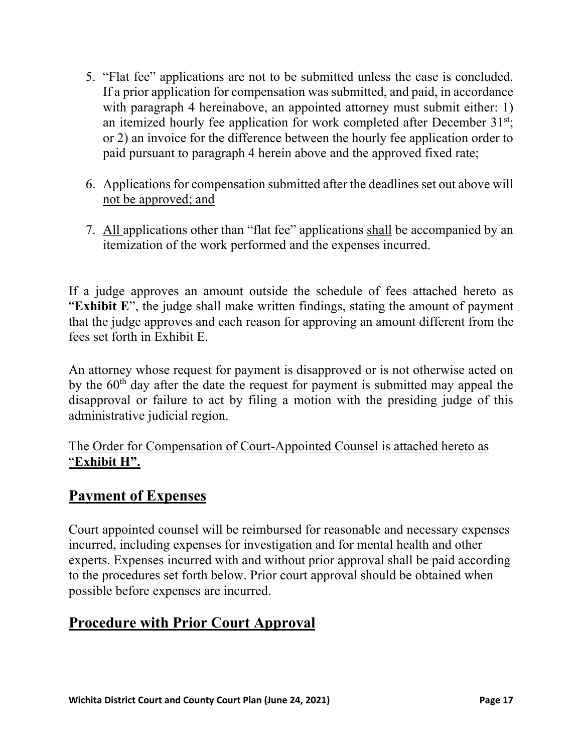5. "Flat fee" applications are not to be submitted unless the case is concluded. If a prior application for compensation was submitted, and paid, in accordance with paragraph 4 hereinabove, an appointed attorney must submit either: 1) an itemized hourly fee application for work completed after December 31st; or 2) an invoice for the difference between the hourly fee application order to paid pursuant to paragraph 4 herein above and the approved fixed rate;

6. Applications for compensation submitted after the deadlines set out above <u>will not be approved; and</u>

7. <u>All</u> applications other than "flat fee" applications <u>shall</u> be accompanied by an itemization of the work performed and the expenses incurred.

If a judge approves an amount outside the schedule of fees attached hereto as "**Exhibit E**", the judge shall make written findings, stating the amount of payment that the judge approves and each reason for approving an amount different from the fees set forth in Exhibit E.

An attorney whose request for payment is disapproved or is not otherwise acted on by the 60th day after the date the request for payment is submitted may appeal the disapproval or failure to act by filing a motion with the presiding judge of this administrative judicial region.

<u>The Order for Compensation of Court-Appointed Counsel is attached hereto as "**Exhibit H".**</u>

## Payment of Expenses

Court appointed counsel will be reimbursed for reasonable and necessary expenses incurred, including expenses for investigation and for mental health and other experts. Expenses incurred with and without prior approval shall be paid according to the procedures set forth below. Prior court approval should be obtained when possible before expenses are incurred.

## Procedure with Prior Court Approval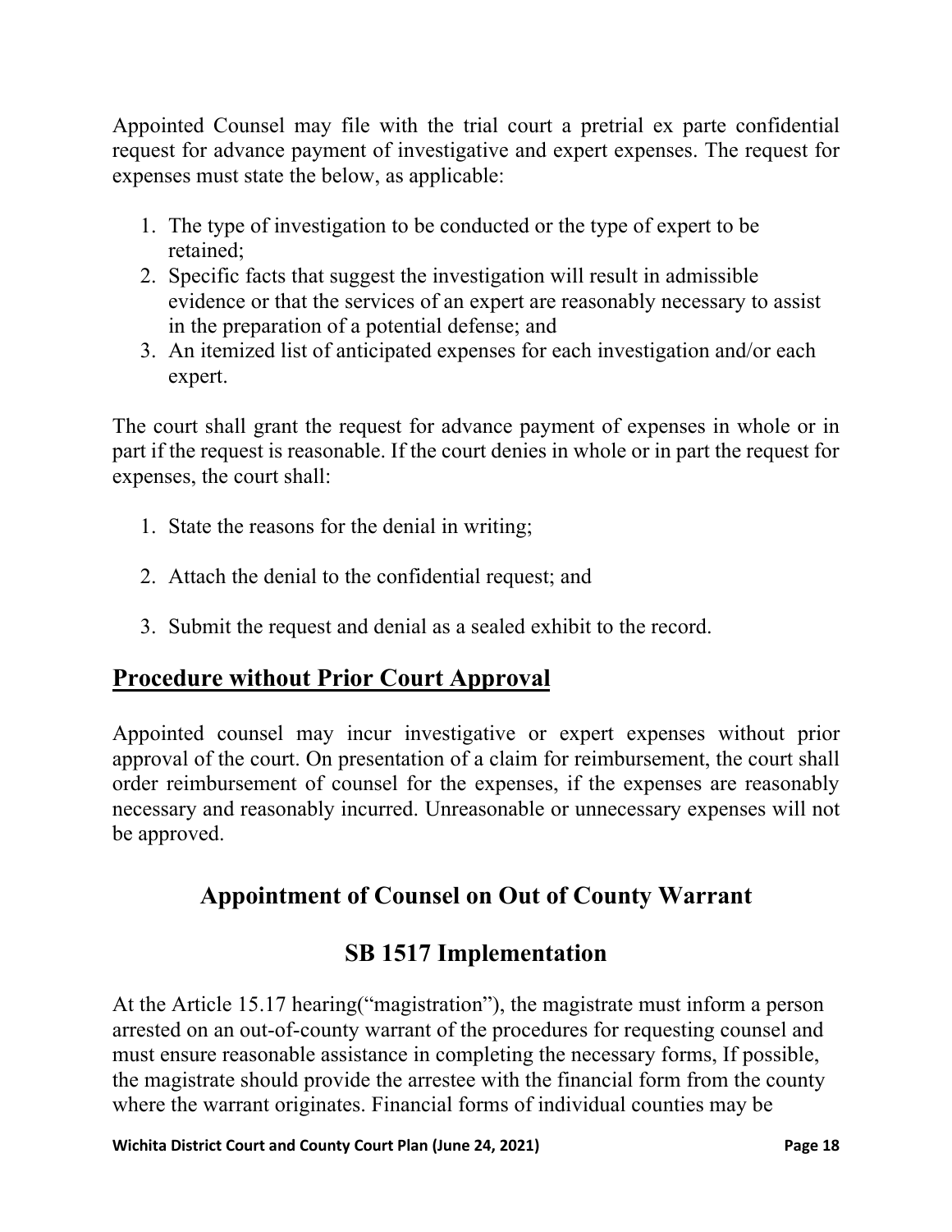Appointed Counsel may file with the trial court a pretrial ex parte confidential request for advance payment of investigative and expert expenses. The request for expenses must state the below, as applicable:

1. The type of investigation to be conducted or the type of expert to be retained;
2. Specific facts that suggest the investigation will result in admissible evidence or that the services of an expert are reasonably necessary to assist in the preparation of a potential defense; and
3. An itemized list of anticipated expenses for each investigation and/or each expert.

The court shall grant the request for advance payment of expenses in whole or in part if the request is reasonable. If the court denies in whole or in part the request for expenses, the court shall:

1. State the reasons for the denial in writing;
2. Attach the denial to the confidential request; and
3. Submit the request and denial as a sealed exhibit to the record.

## **Procedure without Prior Court Approval**

Appointed counsel may incur investigative or expert expenses without prior approval of the court. On presentation of a claim for reimbursement, the court shall order reimbursement of counsel for the expenses, if the expenses are reasonably necessary and reasonably incurred. Unreasonable or unnecessary expenses will not be approved.

## Appointment of Counsel on Out of County Warrant

## SB 1517 Implementation

At the Article 15.17 hearing("magistration"), the magistrate must inform a person arrested on an out-of-county warrant of the procedures for requesting counsel and must ensure reasonable assistance in completing the necessary forms, If possible, the magistrate should provide the arrestee with the financial form from the county where the warrant originates. Financial forms of individual counties may be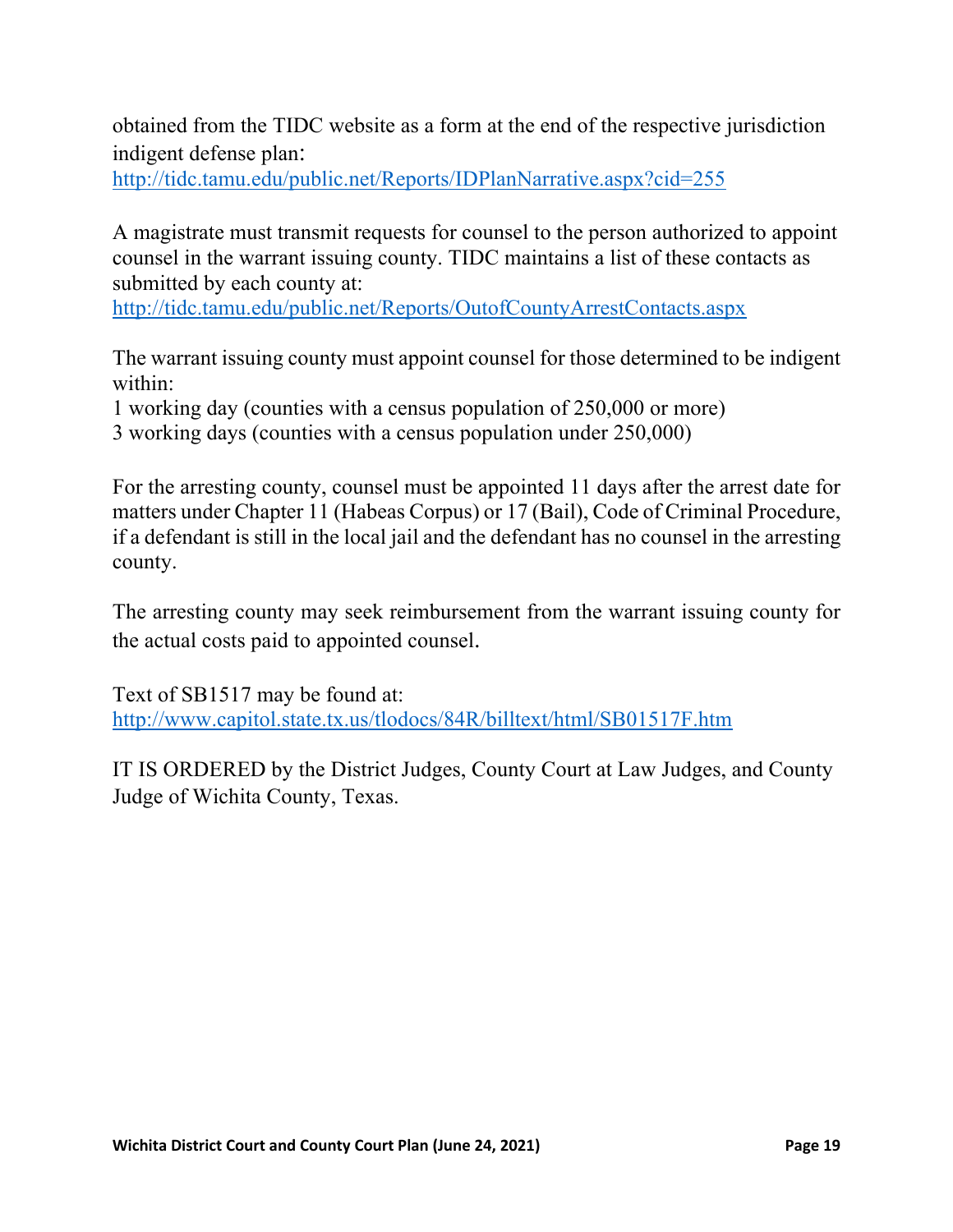obtained from the TIDC website as a form at the end of the respective jurisdiction indigent defense plan:
http://tidc.tamu.edu/public.net/Reports/IDPlanNarrative.aspx?cid=255

A magistrate must transmit requests for counsel to the person authorized to appoint counsel in the warrant issuing county. TIDC maintains a list of these contacts as submitted by each county at:
http://tidc.tamu.edu/public.net/Reports/OutofCountyArrestContacts.aspx

The warrant issuing county must appoint counsel for those determined to be indigent within:
1 working day (counties with a census population of 250,000 or more)
3 working days (counties with a census population under 250,000)

For the arresting county, counsel must be appointed 11 days after the arrest date for matters under Chapter 11 (Habeas Corpus) or 17 (Bail), Code of Criminal Procedure, if a defendant is still in the local jail and the defendant has no counsel in the arresting county.

The arresting county may seek reimbursement from the warrant issuing county for the actual costs paid to appointed counsel.

Text of SB1517 may be found at:
http://www.capitol.state.tx.us/tlodocs/84R/billtext/html/SB01517F.htm

IT IS ORDERED by the District Judges, County Court at Law Judges, and County Judge of Wichita County, Texas.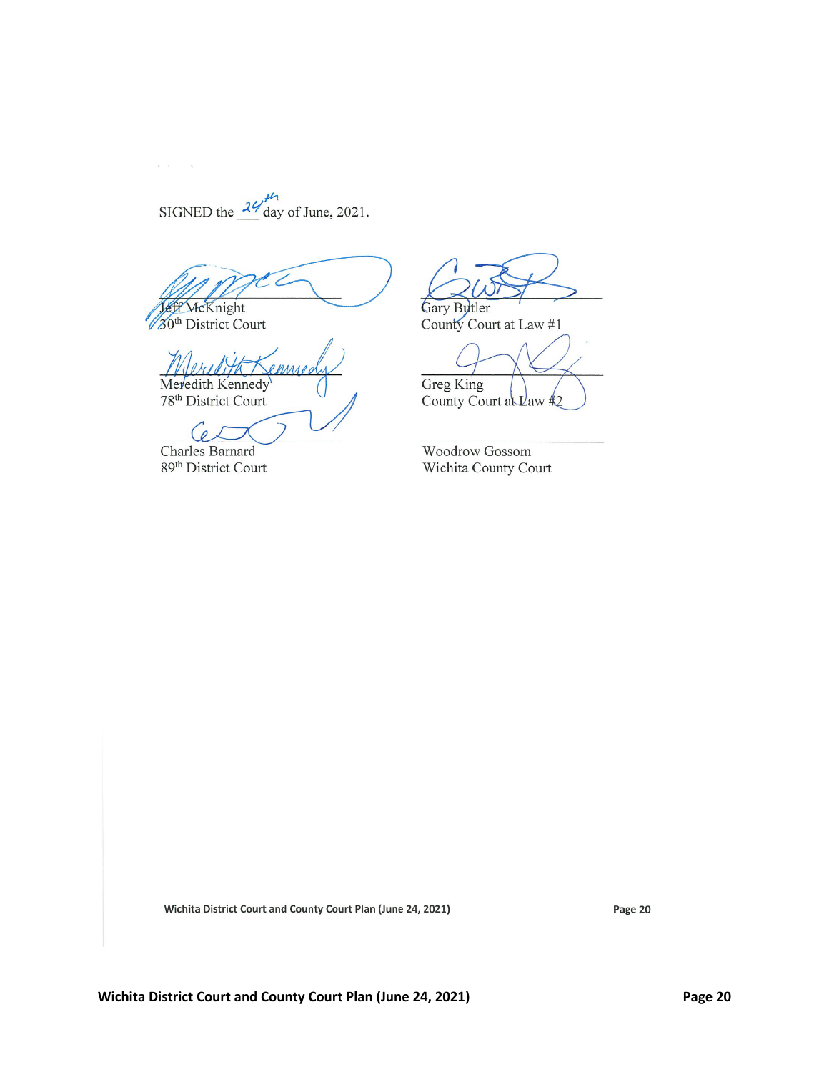SIGNED the 24th day of June, 2021.

Jeff McKnight
30th District Court

Meredith Kennedy
78th District Court

Charles Barnard
89th District Court

Gary Butler
County Court at Law #1

Greg King
County Court at Law #2

Woodrow Gossom
Wichita County Court